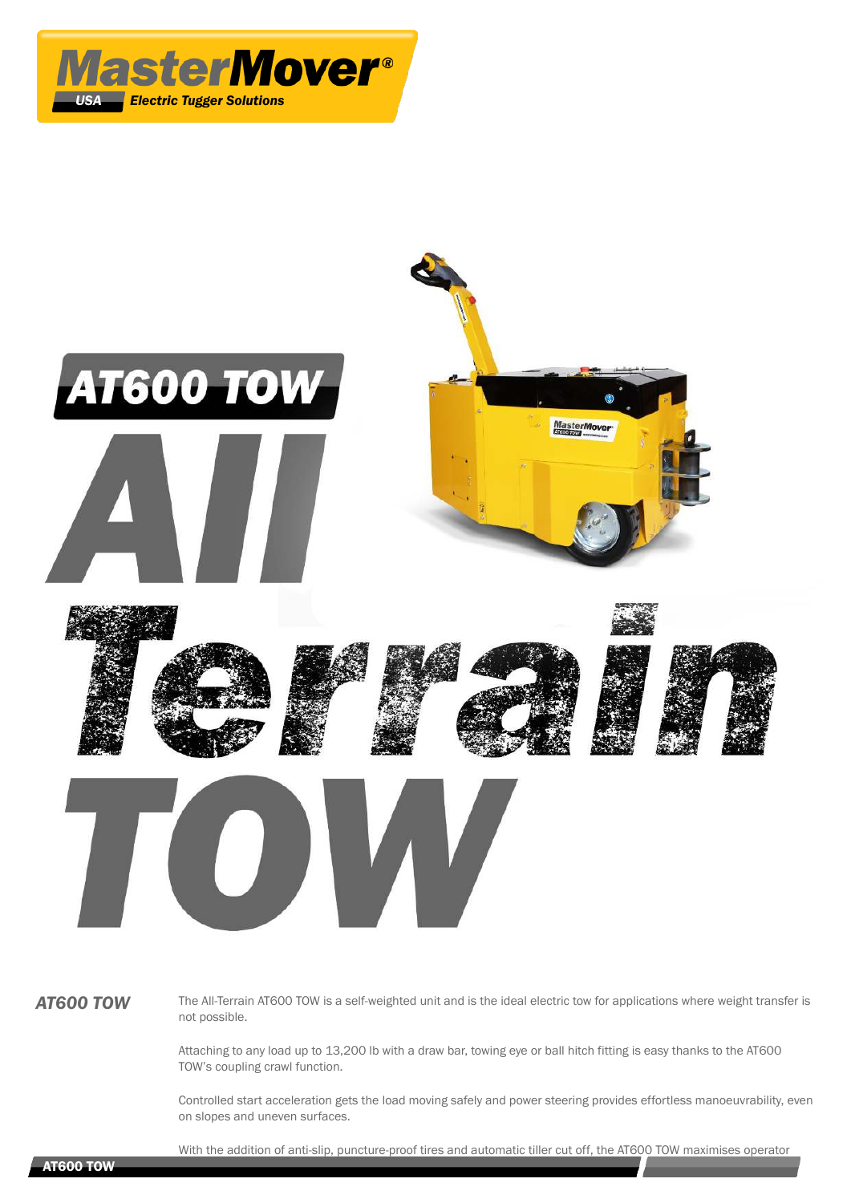# MasterMover®

USA Electric Tugger Solutions

# AT600 TOW

# All Terrain TOW

### AT600 TOW

The All-Terrain AT600 TOW is a self-weighted unit and is the ideal electric tow for applications where weight transfer is not possible.

Attaching to any load up to 13,200 lb with a draw bar, towing eye or ball hitch fitting is easy thanks to the AT600 TOW's coupling crawl function.

Controlled start acceleration gets the load moving safely and power steering provides effortless manoeuvrability, even on slopes and uneven surfaces.

With the addition of anti-slip, puncture-proof tires and automatic tiller cut off, the AT600 TOW maximises operator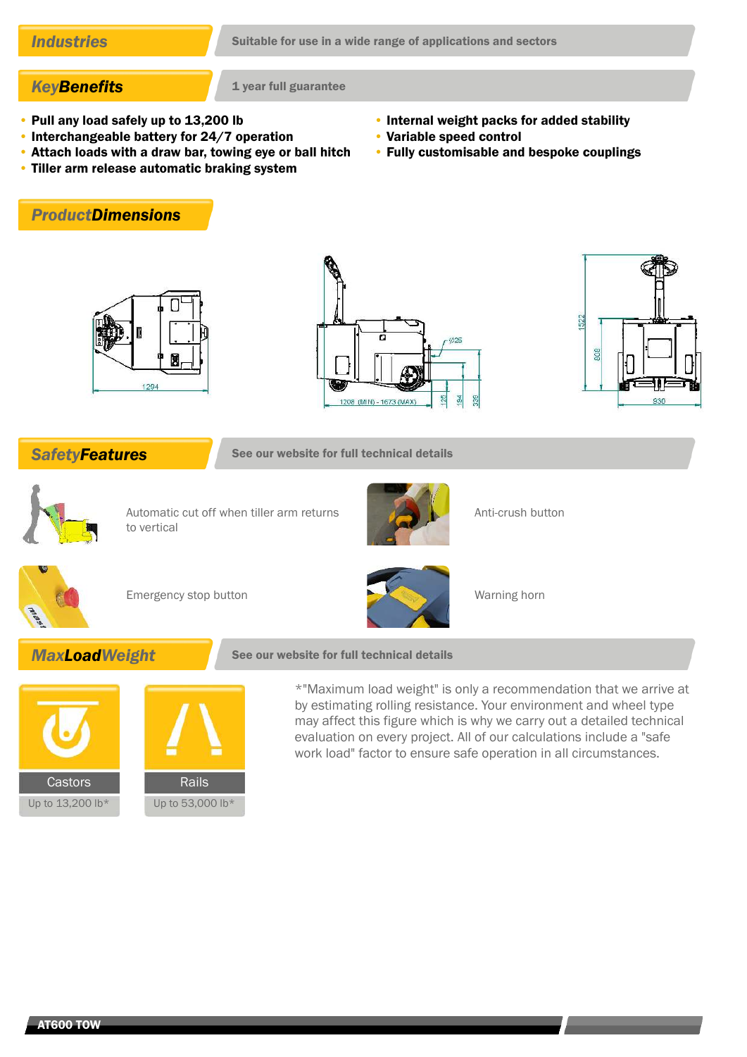## Industries

Suitable for use in a wide range of applications and sectors

## KeyBenefits

1 year full guarantee

- Pull any load safely up to 13,200 lb
- Interchangeable battery for 24/7 operation
- Attach loads with a draw bar, towing eye or ball hitch
- Tiller arm release automatic braking system
- Internal weight packs for added stability
- Variable speed control
- Fully customisable and bespoke couplings

## ProductDimensions

1294

Ø25

1208 (MIN) - 1673 (MAX)

125

194

339

1522

800

930

## SafetyFeatures

See our website for full technical details

Automatic cut off when tiller arm returns to vertical

Anti-crush button

Emergency stop button

Warning horn

## MaxLoadWeight

See our website for full technical details

| Castors | Rails |
|---|---|
| Up to 13,200 lb* | Up to 53,000 lb* |

*"Maximum load weight" is only a recommendation that we arrive at by estimating rolling resistance. Your environment and wheel type may affect this figure which is why we carry out a detailed technical evaluation on every project. All of our calculations include a "safe work load" factor to ensure safe operation in all circumstances.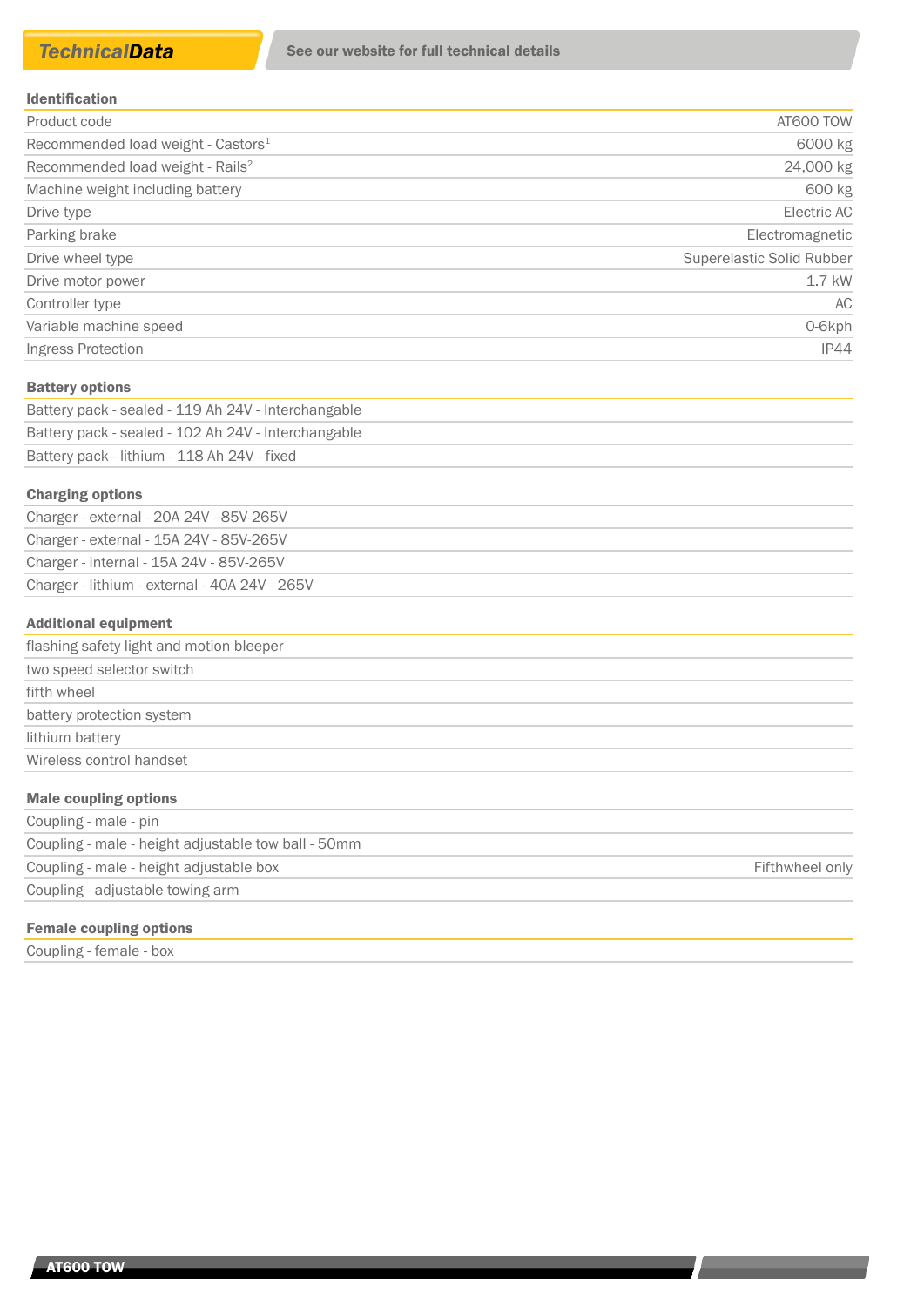## *Technical*Data

See our website for full technical details

| Identification | |
|---|---|
| Product code | AT600 TOW |
| Recommended load weight - Castors[1] | 6000 kg |
| Recommended load weight - Rails[2] | 24,000 kg |
| Machine weight including battery | 600 kg |
| Drive type | Electric AC |
| Parking brake | Electromagnetic |
| Drive wheel type | Superelastic Solid Rubber |
| Drive motor power | 1.7 kW |
| Controller type | AC |
| Variable machine speed | 0-6kph |
| Ingress Protection | IP44 |

| Battery options |
|---|
| Battery pack - sealed - 119 Ah 24V - Interchangable |
| Battery pack - sealed - 102 Ah 24V - Interchangable |
| Battery pack - lithium - 118 Ah 24V - fixed |

| Charging options |
|---|
| Charger - external - 20A 24V - 85V-265V |
| Charger - external - 15A 24V - 85V-265V |
| Charger - internal - 15A 24V - 85V-265V |
| Charger - lithium - external - 40A 24V - 265V |

| Additional equipment |
|---|
| flashing safety light and motion bleeper |
| two speed selector switch |
| fifth wheel |
| battery protection system |
| lithium battery |
| Wireless control handset |

| Male coupling options | |
|---|---|
| Coupling - male - pin | |
| Coupling - male - height adjustable tow ball - 50mm | |
| Coupling - male - height adjustable box | Fifthwheel only |
| Coupling - adjustable towing arm | |

| Female coupling options |
|---|
| Coupling - female - box |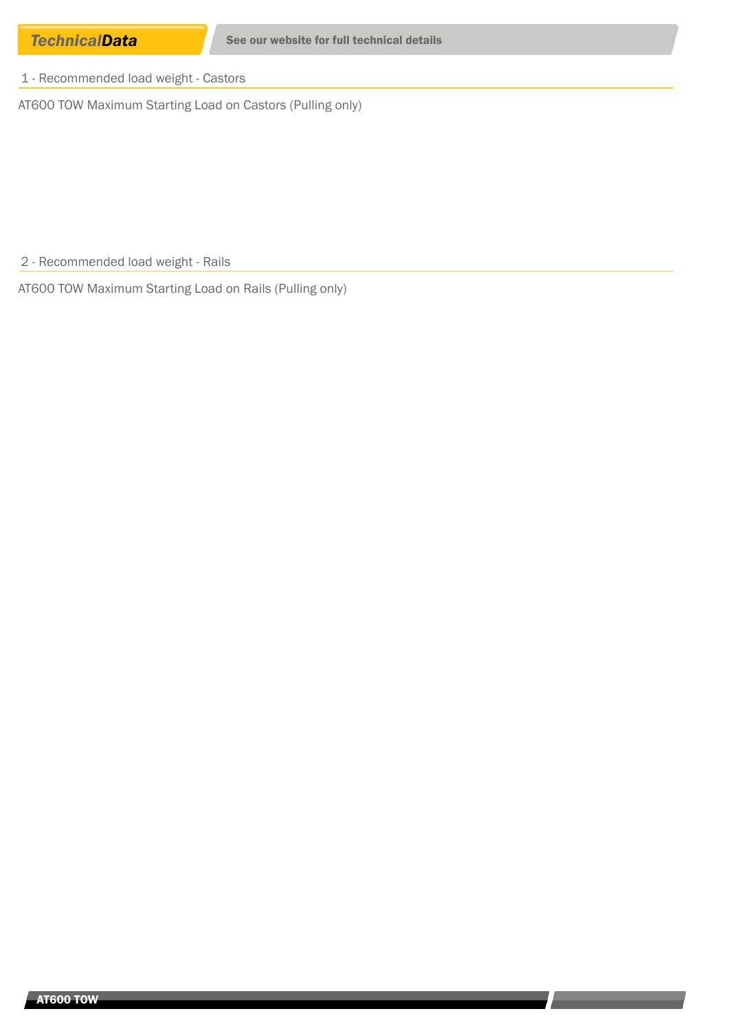## TechnicalData

See our website for full technical details

### 1 - Recommended load weight - Castors

AT600 TOW Maximum Starting Load on Castors (Pulling only)

### 2 - Recommended load weight - Rails

AT600 TOW Maximum Starting Load on Rails (Pulling only)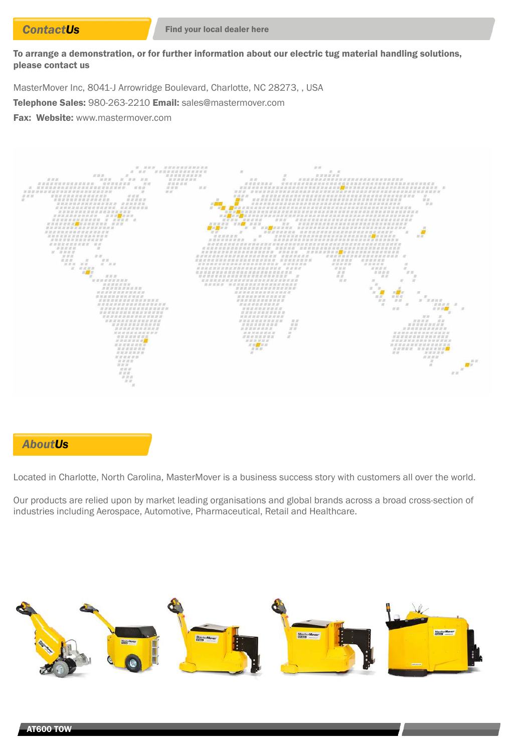## ContactUs

Find your local dealer here

**To arrange a demonstration, or for further information about our electric tug material handling solutions, please contact us**

MasterMover Inc, 8041-J Arrowridge Boulevard, Charlotte, NC 28273, , USA

**Telephone Sales:** 980-263-2210 **Email:** sales@mastermover.com

**Fax:** **Website:** www.mastermover.com

## AboutUs

Located in Charlotte, North Carolina, MasterMover is a business success story with customers all over the world.

Our products are relied upon by market leading organisations and global brands across a broad cross-section of industries including Aerospace, Automotive, Pharmaceutical, Retail and Healthcare.